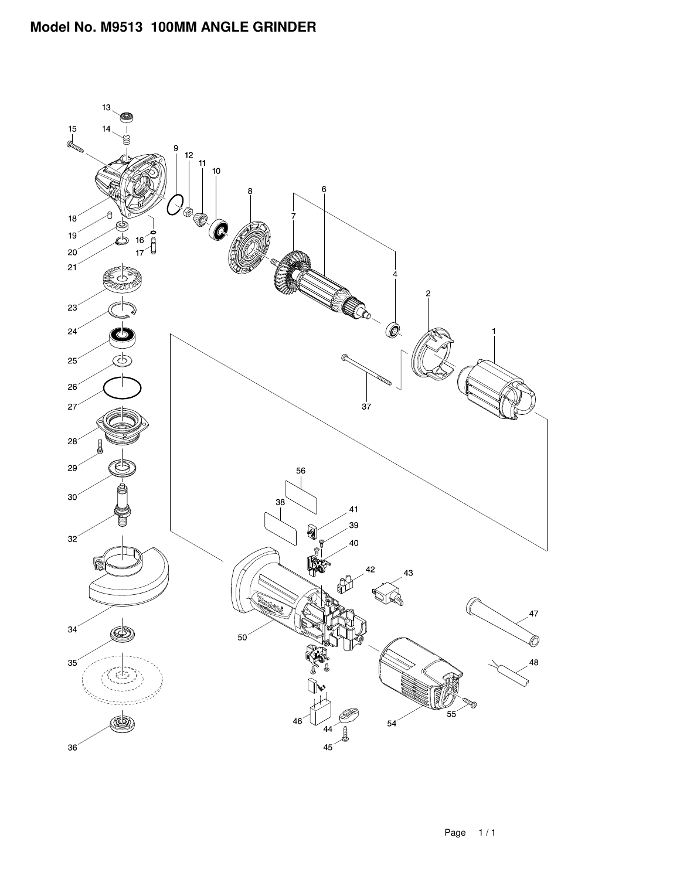# Model No. M9513 100MM ANGLE GRINDER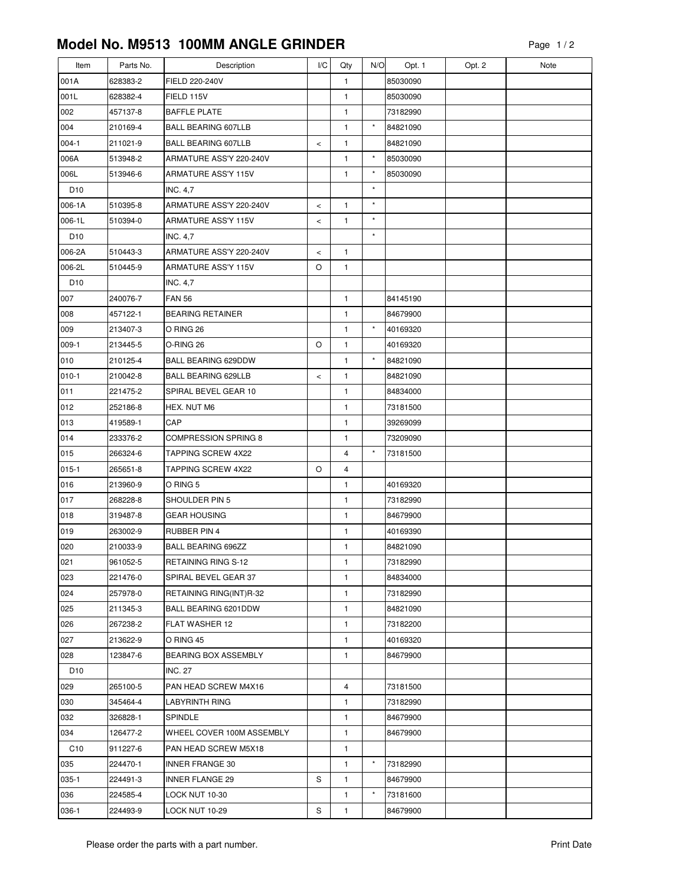# Model No. M9513 100MM ANGLE GRINDER

| Item | Parts No. | Description | I/C | Qty | N/O | Opt. 1 | Opt. 2 | Note |
|---|---|---|---|---|---|---|---|---|
| 001A | 628383-2 | FIELD 220-240V | | 1 | | 85030090 | | |
| 001L | 628382-4 | FIELD 115V | | 1 | | 85030090 | | |
| 002 | 457137-8 | BAFFLE PLATE | | 1 | | 73182990 | | |
| 004 | 210169-4 | BALL BEARING 607LLB | | 1 | * | 84821090 | | |
| 004-1 | 211021-9 | BALL BEARING 607LLB | < | 1 | | 84821090 | | |
| 006A | 513948-2 | ARMATURE ASS'Y 220-240V | | 1 | * | 85030090 | | |
| 006L | 513946-6 | ARMATURE ASS'Y 115V | | 1 | * | 85030090 | | |
| D10 | | INC. 4,7 | | | * | | | |
| 006-1A | 510395-8 | ARMATURE ASS'Y 220-240V | < | 1 | * | | | |
| 006-1L | 510394-0 | ARMATURE ASS'Y 115V | < | 1 | * | | | |
| D10 | | INC. 4,7 | | | * | | | |
| 006-2A | 510443-3 | ARMATURE ASS'Y 220-240V | < | 1 | | | | |
| 006-2L | 510445-9 | ARMATURE ASS'Y 115V | O | 1 | | | | |
| D10 | | INC. 4,7 | | | | | | |
| 007 | 240076-7 | FAN 56 | | 1 | | 84145190 | | |
| 008 | 457122-1 | BEARING RETAINER | | 1 | | 84679900 | | |
| 009 | 213407-3 | O RING 26 | | 1 | * | 40169320 | | |
| 009-1 | 213445-5 | O-RING 26 | O | 1 | | 40169320 | | |
| 010 | 210125-4 | BALL BEARING 629DDW | | 1 | * | 84821090 | | |
| 010-1 | 210042-8 | BALL BEARING 629LLB | < | 1 | | 84821090 | | |
| 011 | 221475-2 | SPIRAL BEVEL GEAR 10 | | 1 | | 84834000 | | |
| 012 | 252186-8 | HEX. NUT M6 | | 1 | | 73181500 | | |
| 013 | 419589-1 | CAP | | 1 | | 39269099 | | |
| 014 | 233376-2 | COMPRESSION SPRING 8 | | 1 | | 73209090 | | |
| 015 | 266324-6 | TAPPING SCREW 4X22 | | 4 | * | 73181500 | | |
| 015-1 | 265651-8 | TAPPING SCREW 4X22 | O | 4 | | | | |
| 016 | 213960-9 | O RING 5 | | 1 | | 40169320 | | |
| 017 | 268228-8 | SHOULDER PIN 5 | | 1 | | 73182990 | | |
| 018 | 319487-8 | GEAR HOUSING | | 1 | | 84679900 | | |
| 019 | 263002-9 | RUBBER PIN 4 | | 1 | | 40169390 | | |
| 020 | 210033-9 | BALL BEARING 696ZZ | | 1 | | 84821090 | | |
| 021 | 961052-5 | RETAINING RING S-12 | | 1 | | 73182990 | | |
| 023 | 221476-0 | SPIRAL BEVEL GEAR 37 | | 1 | | 84834000 | | |
| 024 | 257978-0 | RETAINING RING(INT)R-32 | | 1 | | 73182990 | | |
| 025 | 211345-3 | BALL BEARING 6201DDW | | 1 | | 84821090 | | |
| 026 | 267238-2 | FLAT WASHER 12 | | 1 | | 73182200 | | |
| 027 | 213622-9 | O RING 45 | | 1 | | 40169320 | | |
| 028 | 123847-6 | BEARING BOX ASSEMBLY | | 1 | | 84679900 | | |
| D10 | | INC. 27 | | | | | | |
| 029 | 265100-5 | PAN HEAD SCREW M4X16 | | 4 | | 73181500 | | |
| 030 | 345464-4 | LABYRINTH RING | | 1 | | 73182990 | | |
| 032 | 326828-1 | SPINDLE | | 1 | | 84679900 | | |
| 034 | 126477-2 | WHEEL COVER 100M ASSEMBLY | | 1 | | 84679900 | | |
| C10 | 911227-6 | PAN HEAD SCREW M5X18 | | 1 | | | | |
| 035 | 224470-1 | INNER FRANGE 30 | | 1 | * | 73182990 | | |
| 035-1 | 224491-3 | INNER FLANGE 29 | S | 1 | | 84679900 | | |
| 036 | 224585-4 | LOCK NUT 10-30 | | 1 | * | 73181600 | | |
| 036-1 | 224493-9 | LOCK NUT 10-29 | S | 1 | | 84679900 | | |

Please order the parts with a part number.

Print Date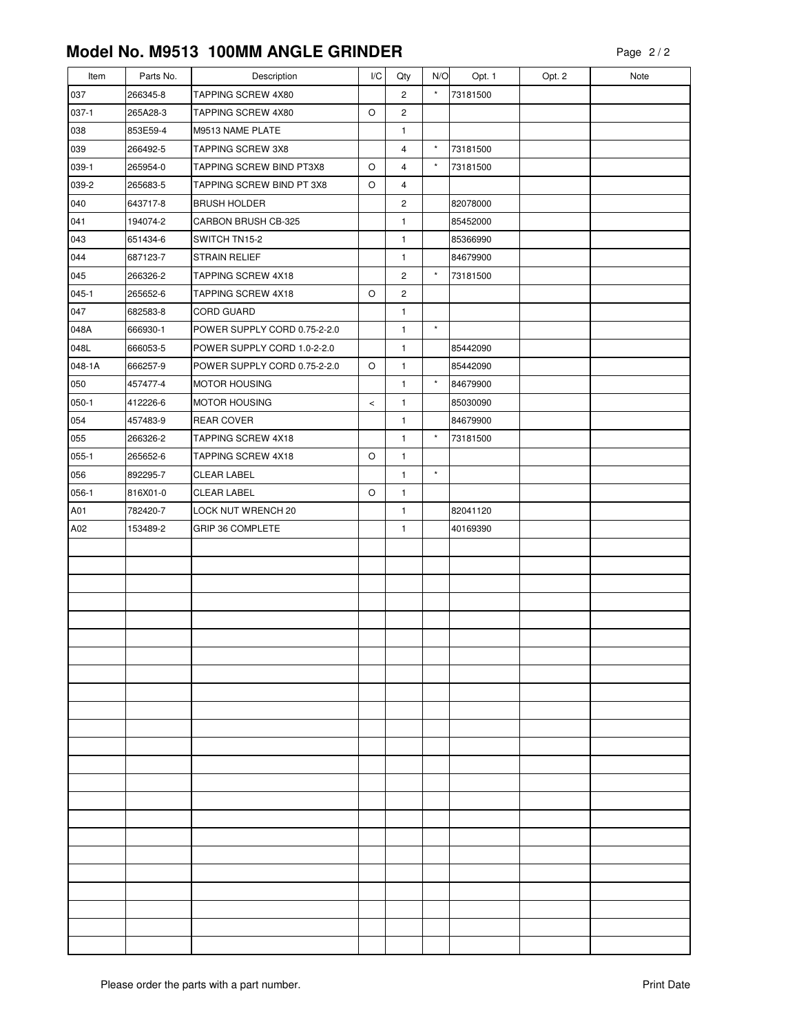# Model No. M9513 100MM ANGLE GRINDER

| Item | Parts No. | Description | I/C | Qty | N/O | Opt. 1 | Opt. 2 | Note |
|---|---|---|---|---|---|---|---|---|
| 037 | 266345-8 | TAPPING SCREW 4X80 | | 2 | * | 73181500 | | |
| 037-1 | 265A28-3 | TAPPING SCREW 4X80 | O | 2 | | | | |
| 038 | 853E59-4 | M9513 NAME PLATE | | 1 | | | | |
| 039 | 266492-5 | TAPPING SCREW 3X8 | | 4 | * | 73181500 | | |
| 039-1 | 265954-0 | TAPPING SCREW BIND PT3X8 | O | 4 | * | 73181500 | | |
| 039-2 | 265683-5 | TAPPING SCREW BIND PT 3X8 | O | 4 | | | | |
| 040 | 643717-8 | BRUSH HOLDER | | 2 | | 82078000 | | |
| 041 | 194074-2 | CARBON BRUSH CB-325 | | 1 | | 85452000 | | |
| 043 | 651434-6 | SWITCH TN15-2 | | 1 | | 85366990 | | |
| 044 | 687123-7 | STRAIN RELIEF | | 1 | | 84679900 | | |
| 045 | 266326-2 | TAPPING SCREW 4X18 | | 2 | * | 73181500 | | |
| 045-1 | 265652-6 | TAPPING SCREW 4X18 | O | 2 | | | | |
| 047 | 682583-8 | CORD GUARD | | 1 | | | | |
| 048A | 666930-1 | POWER SUPPLY CORD 0.75-2-2.0 | | 1 | * | | | |
| 048L | 666053-5 | POWER SUPPLY CORD 1.0-2-2.0 | | 1 | | 85442090 | | |
| 048-1A | 666257-9 | POWER SUPPLY CORD 0.75-2-2.0 | O | 1 | | 85442090 | | |
| 050 | 457477-4 | MOTOR HOUSING | | 1 | * | 84679900 | | |
| 050-1 | 412226-6 | MOTOR HOUSING | < | 1 | | 85030090 | | |
| 054 | 457483-9 | REAR COVER | | 1 | | 84679900 | | |
| 055 | 266326-2 | TAPPING SCREW 4X18 | | 1 | * | 73181500 | | |
| 055-1 | 265652-6 | TAPPING SCREW 4X18 | O | 1 | | | | |
| 056 | 892295-7 | CLEAR LABEL | | 1 | * | | | |
| 056-1 | 816X01-0 | CLEAR LABEL | O | 1 | | | | |
| A01 | 782420-7 | LOCK NUT WRENCH 20 | | 1 | | 82041120 | | |
| A02 | 153489-2 | GRIP 36 COMPLETE | | 1 | | 40169390 | | |

Please order the parts with a part number.

Print Date